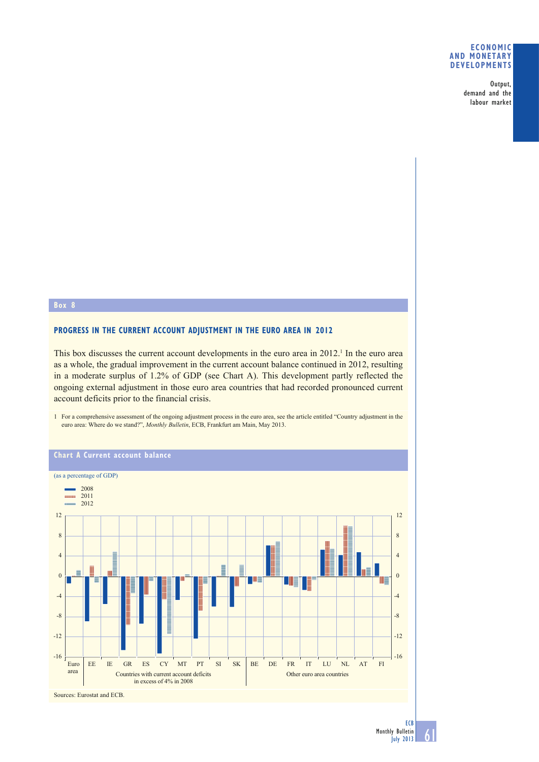## Box 8

### PROGRESS IN THE CURRENT ACCOUNT ADJUSTMENT IN THE EURO AREA IN 2012

This box discusses the current account developments in the euro area in 2012.[1] In the euro area as a whole, the gradual improvement in the current account balance continued in 2012, resulting in a moderate surplus of 1.2% of GDP (see Chart A). This development partly reflected the ongoing external adjustment in those euro area countries that had recorded pronounced current account deficits prior to the financial crisis.

1 For a comprehensive assessment of the ongoing adjustment process in the euro area, see the article entitled "Country adjustment in the euro area: Where do we stand?", *Monthly Bulletin*, ECB, Frankfurt am Main, May 2013.

**Chart A Current account balance**

(as a percentage of GDP)

Legend: 2008; 2011; 2012

Categories: Euro area; Countries with current account deficits in excess of 4% in 2008 (EE, IE, GR, ES, CY, MT, PT, SI, SK); Other euro area countries (BE, DE, FR, IT, LU, NL, AT, FI)

Sources: Eurostat and ECB.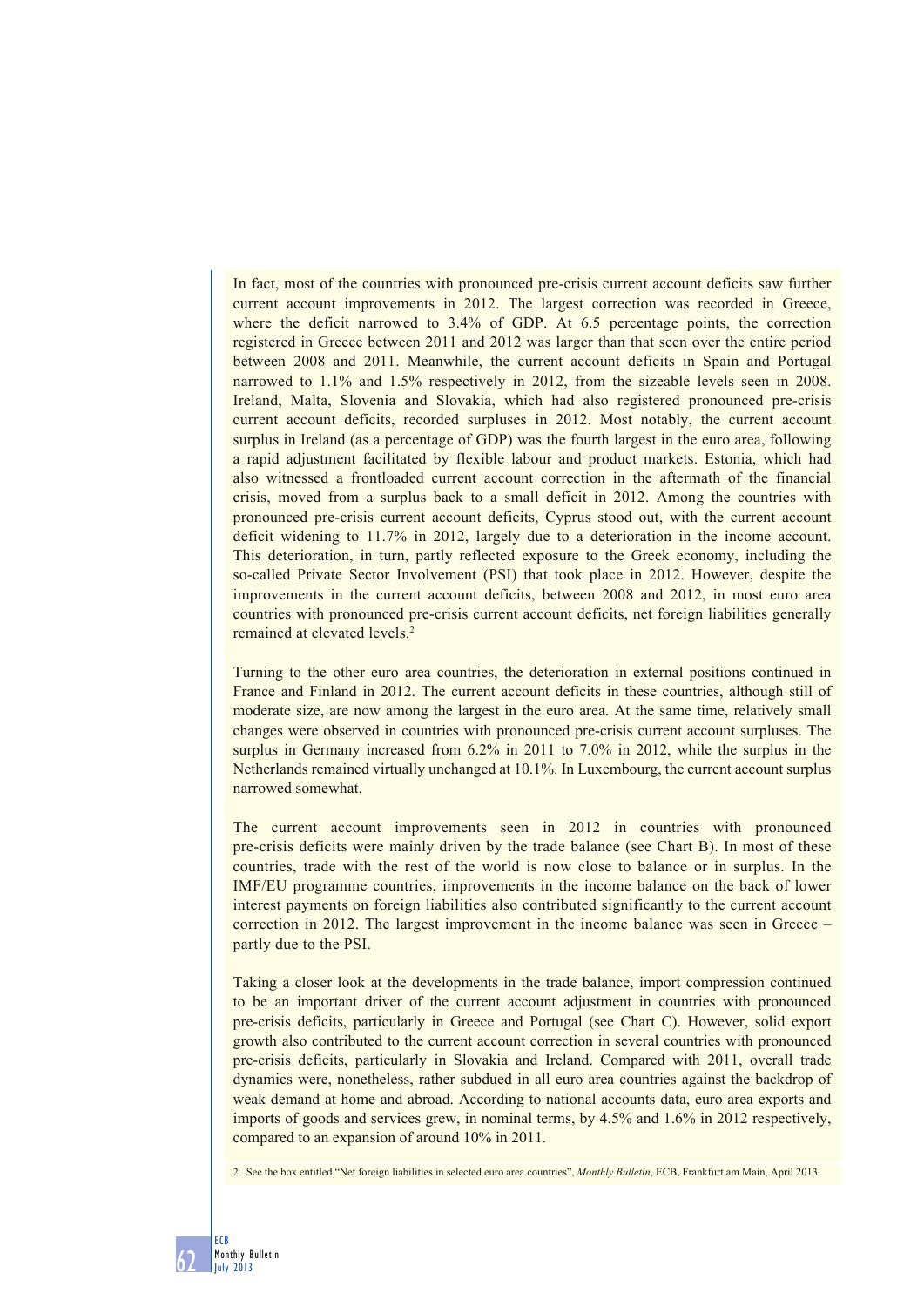In fact, most of the countries with pronounced pre-crisis current account deficits saw further current account improvements in 2012. The largest correction was recorded in Greece, where the deficit narrowed to 3.4% of GDP. At 6.5 percentage points, the correction registered in Greece between 2011 and 2012 was larger than that seen over the entire period between 2008 and 2011. Meanwhile, the current account deficits in Spain and Portugal narrowed to 1.1% and 1.5% respectively in 2012, from the sizeable levels seen in 2008. Ireland, Malta, Slovenia and Slovakia, which had also registered pronounced pre-crisis current account deficits, recorded surpluses in 2012. Most notably, the current account surplus in Ireland (as a percentage of GDP) was the fourth largest in the euro area, following a rapid adjustment facilitated by flexible labour and product markets. Estonia, which had also witnessed a frontloaded current account correction in the aftermath of the financial crisis, moved from a surplus back to a small deficit in 2012. Among the countries with pronounced pre-crisis current account deficits, Cyprus stood out, with the current account deficit widening to 11.7% in 2012, largely due to a deterioration in the income account. This deterioration, in turn, partly reflected exposure to the Greek economy, including the so-called Private Sector Involvement (PSI) that took place in 2012. However, despite the improvements in the current account deficits, between 2008 and 2012, in most euro area countries with pronounced pre-crisis current account deficits, net foreign liabilities generally remained at elevated levels.[2]

Turning to the other euro area countries, the deterioration in external positions continued in France and Finland in 2012. The current account deficits in these countries, although still of moderate size, are now among the largest in the euro area. At the same time, relatively small changes were observed in countries with pronounced pre-crisis current account surpluses. The surplus in Germany increased from 6.2% in 2011 to 7.0% in 2012, while the surplus in the Netherlands remained virtually unchanged at 10.1%. In Luxembourg, the current account surplus narrowed somewhat.

The current account improvements seen in 2012 in countries with pronounced pre-crisis deficits were mainly driven by the trade balance (see Chart B). In most of these countries, trade with the rest of the world is now close to balance or in surplus. In the IMF/EU programme countries, improvements in the income balance on the back of lower interest payments on foreign liabilities also contributed significantly to the current account correction in 2012. The largest improvement in the income balance was seen in Greece – partly due to the PSI.

Taking a closer look at the developments in the trade balance, import compression continued to be an important driver of the current account adjustment in countries with pronounced pre-crisis deficits, particularly in Greece and Portugal (see Chart C). However, solid export growth also contributed to the current account correction in several countries with pronounced pre-crisis deficits, particularly in Slovakia and Ireland. Compared with 2011, overall trade dynamics were, nonetheless, rather subdued in all euro area countries against the backdrop of weak demand at home and abroad. According to national accounts data, euro area exports and imports of goods and services grew, in nominal terms, by 4.5% and 1.6% in 2012 respectively, compared to an expansion of around 10% in 2011.

2 See the box entitled "Net foreign liabilities in selected euro area countries", *Monthly Bulletin*, ECB, Frankfurt am Main, April 2013.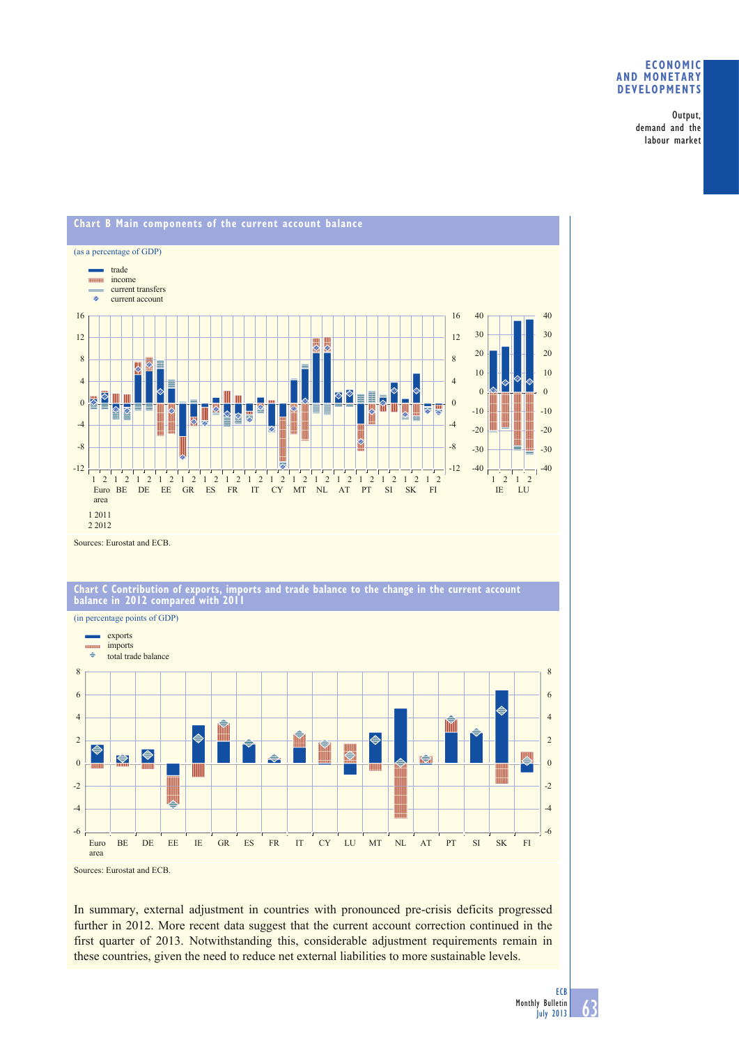## Chart B Main components of the current account balance

(as a percentage of GDP)

trade
income
current transfers
current account

16
12
8
4
0
-4
-8
-12

1 2 1 2 1 2 1 2 1 2 1 2 1 2 1 2 1 2 1 2 1 2 1 2 1 2 1 2 1 2 1 2
Euro area BE DE EE GR ES FR IT CY MT NL AT PT SI SK FI

40
30
20
10
0
-10
-20
-30
-40

1 2 1 2
IE LU

1 2011
2 2012

Sources: Eurostat and ECB.

## Chart C Contribution of exports, imports and trade balance to the change in the current account balance in 2012 compared with 2011

(in percentage points of GDP)

exports
imports
total trade balance

8
6
4
2
0
-2
-4
-6

Euro area BE DE EE IE GR ES FR IT CY LU MT NL AT PT SI SK FI

Sources: Eurostat and ECB.

In summary, external adjustment in countries with pronounced pre-crisis deficits progressed further in 2012. More recent data suggest that the current account correction continued in the first quarter of 2013. Notwithstanding this, considerable adjustment requirements remain in these countries, given the need to reduce net external liabilities to more sustainable levels.